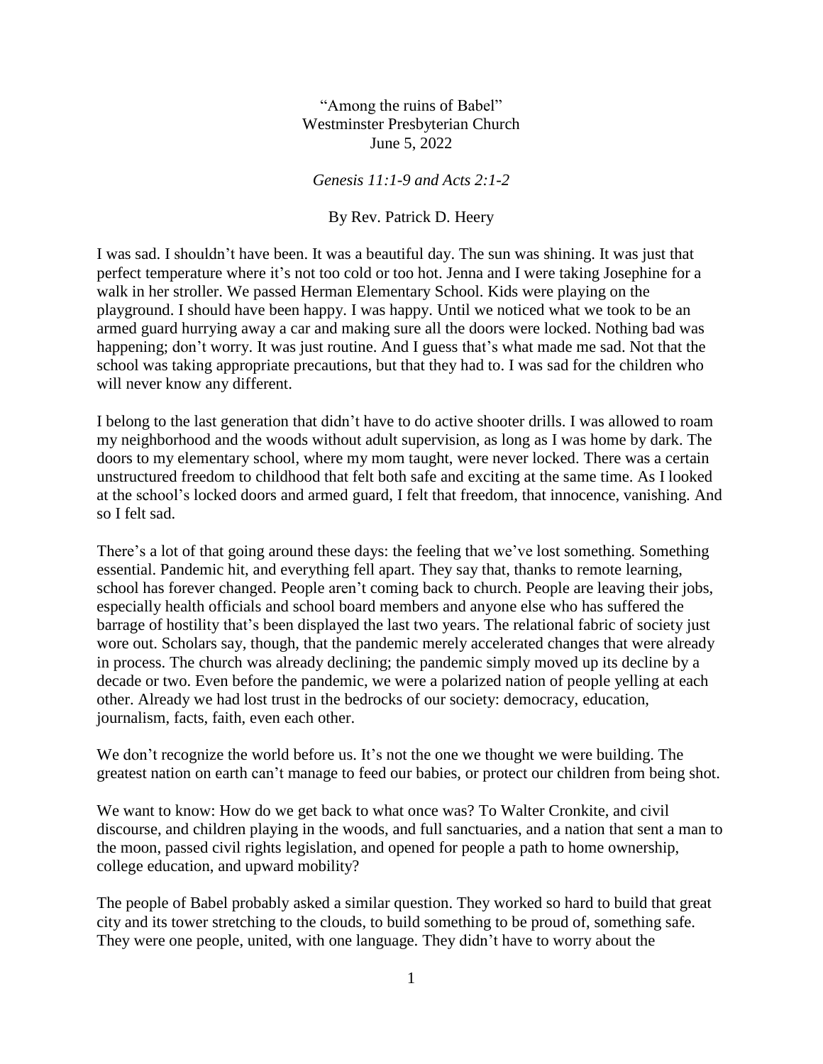"Among the ruins of Babel"
Westminster Presbyterian Church
June 5, 2022

*Genesis 11:1-9 and Acts 2:1-2*

By Rev. Patrick D. Heery

I was sad. I shouldn't have been. It was a beautiful day. The sun was shining. It was just that perfect temperature where it's not too cold or too hot. Jenna and I were taking Josephine for a walk in her stroller. We passed Herman Elementary School. Kids were playing on the playground. I should have been happy. I was happy. Until we noticed what we took to be an armed guard hurrying away a car and making sure all the doors were locked. Nothing bad was happening; don't worry. It was just routine. And I guess that's what made me sad. Not that the school was taking appropriate precautions, but that they had to. I was sad for the children who will never know any different.

I belong to the last generation that didn't have to do active shooter drills. I was allowed to roam my neighborhood and the woods without adult supervision, as long as I was home by dark. The doors to my elementary school, where my mom taught, were never locked. There was a certain unstructured freedom to childhood that felt both safe and exciting at the same time. As I looked at the school's locked doors and armed guard, I felt that freedom, that innocence, vanishing. And so I felt sad.

There's a lot of that going around these days: the feeling that we've lost something. Something essential. Pandemic hit, and everything fell apart. They say that, thanks to remote learning, school has forever changed. People aren't coming back to church. People are leaving their jobs, especially health officials and school board members and anyone else who has suffered the barrage of hostility that's been displayed the last two years. The relational fabric of society just wore out. Scholars say, though, that the pandemic merely accelerated changes that were already in process. The church was already declining; the pandemic simply moved up its decline by a decade or two. Even before the pandemic, we were a polarized nation of people yelling at each other. Already we had lost trust in the bedrocks of our society: democracy, education, journalism, facts, faith, even each other.

We don't recognize the world before us. It's not the one we thought we were building. The greatest nation on earth can't manage to feed our babies, or protect our children from being shot.

We want to know: How do we get back to what once was? To Walter Cronkite, and civil discourse, and children playing in the woods, and full sanctuaries, and a nation that sent a man to the moon, passed civil rights legislation, and opened for people a path to home ownership, college education, and upward mobility?

The people of Babel probably asked a similar question. They worked so hard to build that great city and its tower stretching to the clouds, to build something to be proud of, something safe. They were one people, united, with one language. They didn't have to worry about the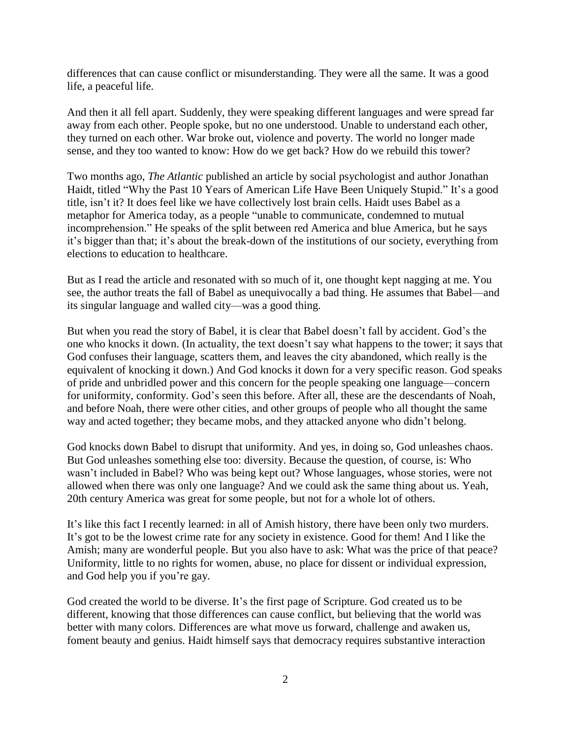differences that can cause conflict or misunderstanding. They were all the same. It was a good life, a peaceful life.

And then it all fell apart. Suddenly, they were speaking different languages and were spread far away from each other. People spoke, but no one understood. Unable to understand each other, they turned on each other. War broke out, violence and poverty. The world no longer made sense, and they too wanted to know: How do we get back? How do we rebuild this tower?

Two months ago, *The Atlantic* published an article by social psychologist and author Jonathan Haidt, titled "Why the Past 10 Years of American Life Have Been Uniquely Stupid." It's a good title, isn't it? It does feel like we have collectively lost brain cells. Haidt uses Babel as a metaphor for America today, as a people "unable to communicate, condemned to mutual incomprehension." He speaks of the split between red America and blue America, but he says it's bigger than that; it's about the break-down of the institutions of our society, everything from elections to education to healthcare.

But as I read the article and resonated with so much of it, one thought kept nagging at me. You see, the author treats the fall of Babel as unequivocally a bad thing. He assumes that Babel—and its singular language and walled city—was a good thing.

But when you read the story of Babel, it is clear that Babel doesn't fall by accident. God's the one who knocks it down. (In actuality, the text doesn't say what happens to the tower; it says that God confuses their language, scatters them, and leaves the city abandoned, which really is the equivalent of knocking it down.) And God knocks it down for a very specific reason. God speaks of pride and unbridled power and this concern for the people speaking one language—concern for uniformity, conformity. God's seen this before. After all, these are the descendants of Noah, and before Noah, there were other cities, and other groups of people who all thought the same way and acted together; they became mobs, and they attacked anyone who didn't belong.

God knocks down Babel to disrupt that uniformity. And yes, in doing so, God unleashes chaos. But God unleashes something else too: diversity. Because the question, of course, is: Who wasn't included in Babel? Who was being kept out? Whose languages, whose stories, were not allowed when there was only one language? And we could ask the same thing about us. Yeah, 20th century America was great for some people, but not for a whole lot of others.

It's like this fact I recently learned: in all of Amish history, there have been only two murders. It's got to be the lowest crime rate for any society in existence. Good for them! And I like the Amish; many are wonderful people. But you also have to ask: What was the price of that peace? Uniformity, little to no rights for women, abuse, no place for dissent or individual expression, and God help you if you're gay.

God created the world to be diverse. It's the first page of Scripture. God created us to be different, knowing that those differences can cause conflict, but believing that the world was better with many colors. Differences are what move us forward, challenge and awaken us, foment beauty and genius. Haidt himself says that democracy requires substantive interaction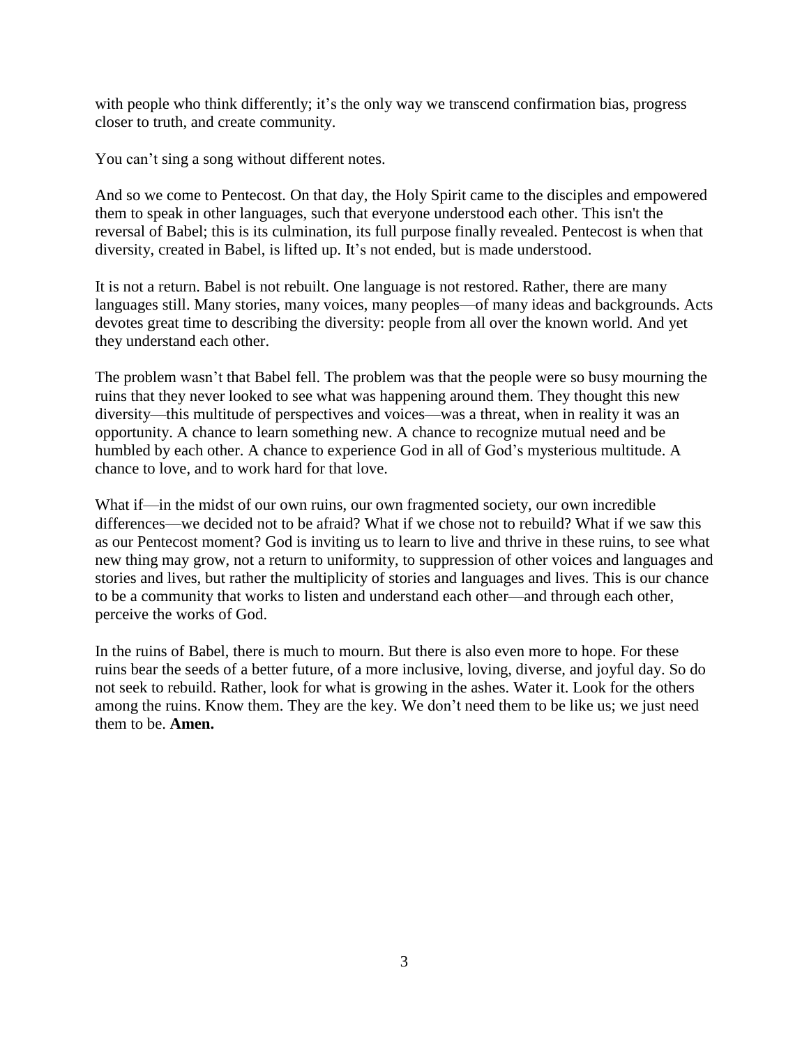with people who think differently; it's the only way we transcend confirmation bias, progress closer to truth, and create community.

You can't sing a song without different notes.

And so we come to Pentecost. On that day, the Holy Spirit came to the disciples and empowered them to speak in other languages, such that everyone understood each other. This isn't the reversal of Babel; this is its culmination, its full purpose finally revealed. Pentecost is when that diversity, created in Babel, is lifted up. It's not ended, but is made understood.

It is not a return. Babel is not rebuilt. One language is not restored. Rather, there are many languages still. Many stories, many voices, many peoples—of many ideas and backgrounds. Acts devotes great time to describing the diversity: people from all over the known world. And yet they understand each other.

The problem wasn't that Babel fell. The problem was that the people were so busy mourning the ruins that they never looked to see what was happening around them. They thought this new diversity—this multitude of perspectives and voices—was a threat, when in reality it was an opportunity. A chance to learn something new. A chance to recognize mutual need and be humbled by each other. A chance to experience God in all of God's mysterious multitude. A chance to love, and to work hard for that love.

What if—in the midst of our own ruins, our own fragmented society, our own incredible differences—we decided not to be afraid? What if we chose not to rebuild? What if we saw this as our Pentecost moment? God is inviting us to learn to live and thrive in these ruins, to see what new thing may grow, not a return to uniformity, to suppression of other voices and languages and stories and lives, but rather the multiplicity of stories and languages and lives. This is our chance to be a community that works to listen and understand each other—and through each other, perceive the works of God.

In the ruins of Babel, there is much to mourn. But there is also even more to hope. For these ruins bear the seeds of a better future, of a more inclusive, loving, diverse, and joyful day. So do not seek to rebuild. Rather, look for what is growing in the ashes. Water it. Look for the others among the ruins. Know them. They are the key. We don't need them to be like us; we just need them to be. **Amen.**